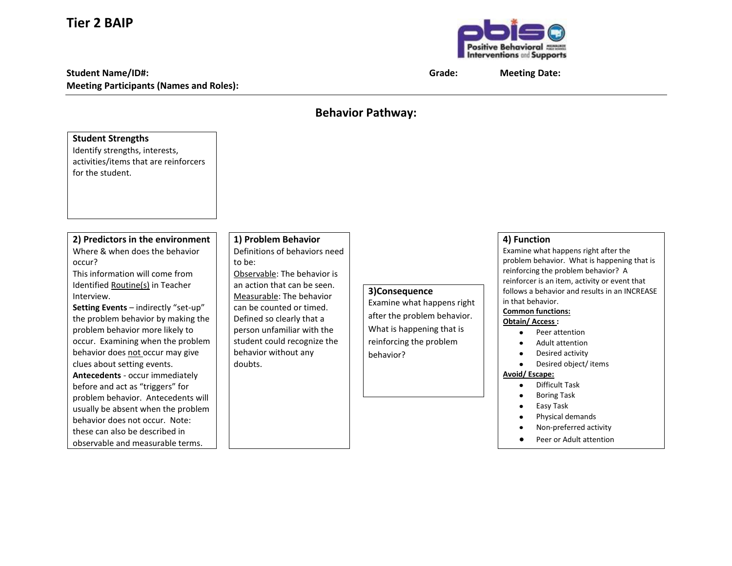# Tier 2 BAIP

**Student Name/ID#:** **Grade:** **Meeting Date:**

**Meeting Participants (Names and Roles):**

## Behavior Pathway:

### Student Strengths

Identify strengths, interests, activities/items that are reinforcers for the student.

### 2) Predictors in the environment

Where & when does the behavior occur?

This information will come from Identified Routine(s) in Teacher Interview.

**Setting Events** – indirectly "set-up" the problem behavior by making the problem behavior more likely to occur. Examining when the problem behavior does not occur may give clues about setting events.

**Antecedents** - occur immediately before and act as "triggers" for problem behavior. Antecedents will usually be absent when the problem behavior does not occur. Note: these can also be described in observable and measurable terms.

### 1) Problem Behavior

Definitions of behaviors need to be:

Observable: The behavior is an action that can be seen.

Measurable: The behavior can be counted or timed.

Defined so clearly that a person unfamiliar with the student could recognize the behavior without any doubts.

### 3) Consequence

Examine what happens right after the problem behavior. What is happening that is reinforcing the problem behavior?

### 4) Function

Examine what happens right after the problem behavior. What is happening that is reinforcing the problem behavior? A reinforcer is an item, activity or event that follows a behavior and results in an INCREASE in that behavior.

**Common functions:**

**Obtain/ Access :**

- Peer attention
- Adult attention
- Desired activity
- Desired object/ items

**Avoid/ Escape:**

- Difficult Task
- Boring Task
- Easy Task
- Physical demands
- Non-preferred activity
- Peer or Adult attention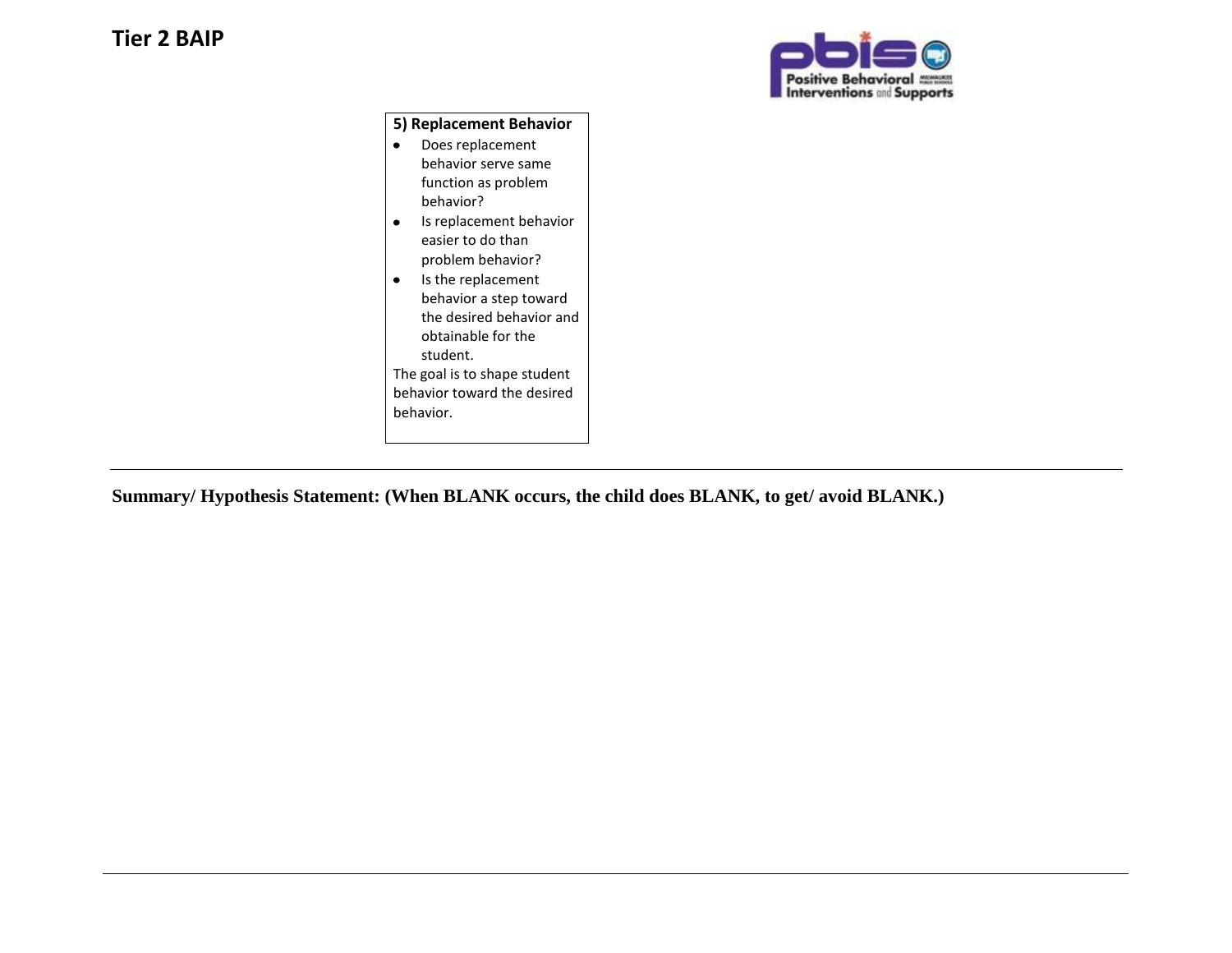**5) Replacement Behavior**

- Does replacement behavior serve same function as problem behavior?
- Is replacement behavior easier to do than problem behavior?
- Is the replacement behavior a step toward the desired behavior and obtainable for the student.

The goal is to shape student behavior toward the desired behavior.

---

**Summary/ Hypothesis Statement: (When BLANK occurs, the child does BLANK, to get/ avoid BLANK.)**

---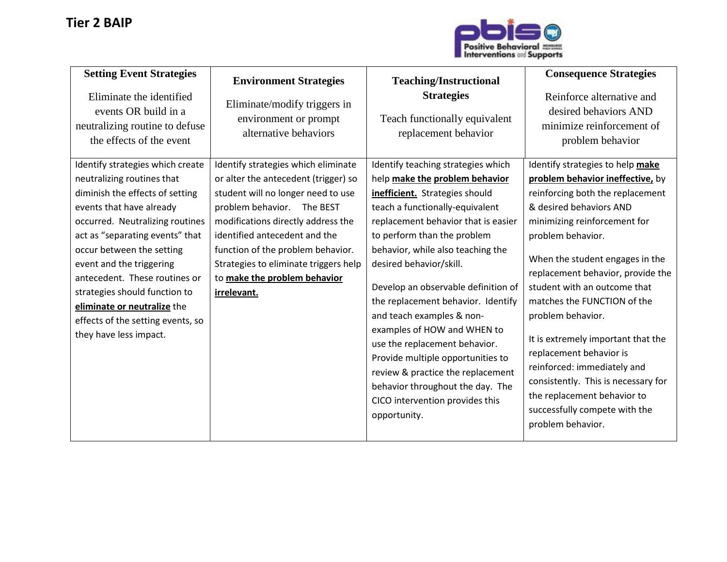# Tier 2 BAIP

| **Setting Event Strategies**<br><br>Eliminate the identified events OR build in a neutralizing routine to defuse the effects of the event | **Environment Strategies**<br><br>Eliminate/modify triggers in environment or prompt alternative behaviors | **Teaching/Instructional Strategies**<br><br>Teach functionally equivalent replacement behavior | **Consequence Strategies**<br><br>Reinforce alternative and desired behaviors AND minimize reinforcement of problem behavior |
|---|---|---|---|
| Identify strategies which create neutralizing routines that diminish the effects of setting events that have already occurred. Neutralizing routines act as "separating events" that occur between the setting event and the triggering antecedent. These routines or strategies should function to **eliminate or neutralize** the effects of the setting events, so they have less impact. | Identify strategies which eliminate or alter the antecedent (trigger) so student will no longer need to use problem behavior. The BEST modifications directly address the identified antecedent and the function of the problem behavior. Strategies to eliminate triggers help to **make the problem behavior irrelevant.** | Identify teaching strategies which help **make the problem behavior inefficient.** Strategies should teach a functionally-equivalent replacement behavior that is easier to perform than the problem behavior, while also teaching the desired behavior/skill.<br><br>Develop an observable definition of the replacement behavior. Identify and teach examples & non-examples of HOW and WHEN to use the replacement behavior. Provide multiple opportunities to review & practice the replacement behavior throughout the day. The CICO intervention provides this opportunity. | Identify strategies to help **make problem behavior ineffective,** by reinforcing both the replacement & desired behaviors AND minimizing reinforcement for problem behavior.<br><br>When the student engages in the replacement behavior, provide the student with an outcome that matches the FUNCTION of the problem behavior.<br><br>It is extremely important that the replacement behavior is reinforced: immediately and consistently. This is necessary for the replacement behavior to successfully compete with the problem behavior. |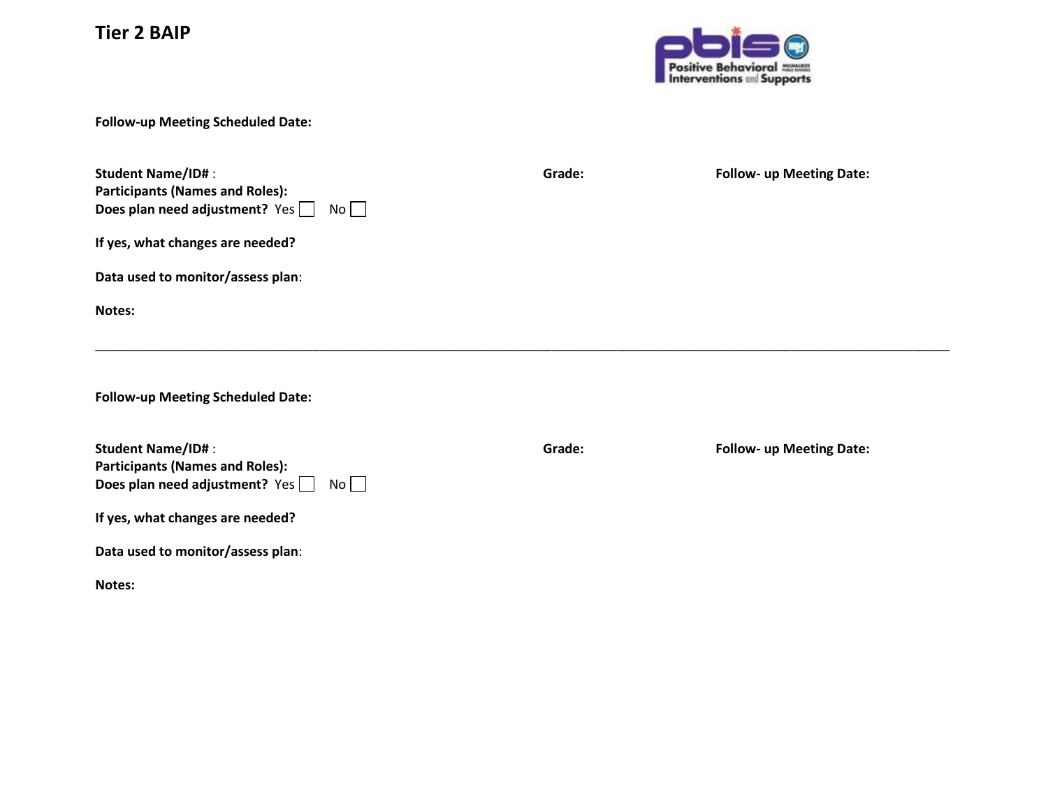## Tier 2 BAIP

**Follow-up Meeting Scheduled Date:**

**Student Name/ID#** : **Grade:** **Follow- up Meeting Date:**

**Participants (Names and Roles):**

**Does plan need adjustment?** Yes ☐ No ☐

**If yes, what changes are needed?**

**Data used to monitor/assess plan**:

**Notes:**

---

**Follow-up Meeting Scheduled Date:**

**Student Name/ID#** : **Grade:** **Follow- up Meeting Date:**

**Participants (Names and Roles):**

**Does plan need adjustment?** Yes ☐ No ☐

**If yes, what changes are needed?**

**Data used to monitor/assess plan**:

**Notes:**